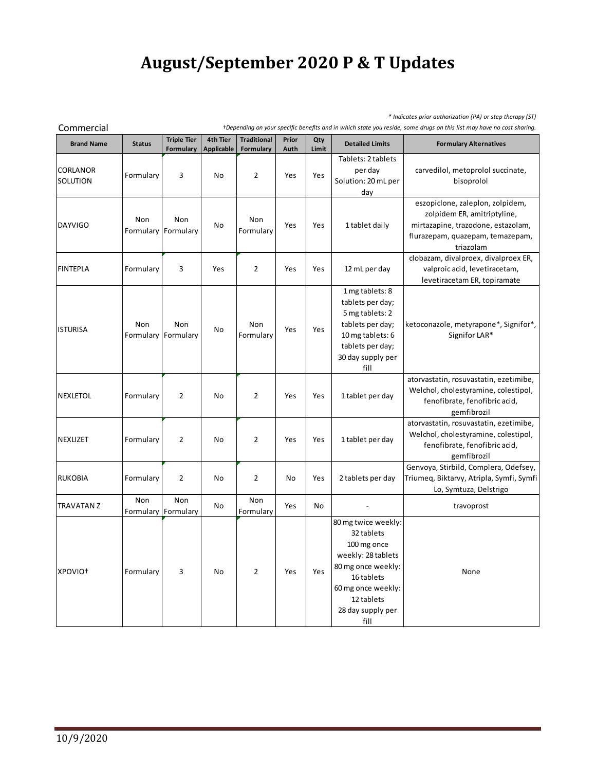# August/September 2020 P & T Updates

*\* Indicates prior authorization (PA) or step therapy (ST)*

Commercial

*†Depending on your specific benefits and in which state you reside, some drugs on this list may have no cost sharing.*

| Brand Name | Status | Triple Tier Formulary | 4th Tier Applicable | Traditional Formulary | Prior Auth | Qty Limit | Detailed Limits | Formulary Alternatives |
|---|---|---|---|---|---|---|---|---|
| CORLANOR SOLUTION | Formulary | 3 | No | 2 | Yes | Yes | Tablets: 2 tablets per day Solution: 20 mL per day | carvedilol, metoprolol succinate, bisoprolol |
| DAYVIGO | Non Formulary | Non Formulary | No | Non Formulary | Yes | Yes | 1 tablet daily | eszopiclone, zaleplon, zolpidem, zolpidem ER, amitriptyline, mirtazapine, trazodone, estazolam, flurazepam, quazepam, temazepam, triazolam |
| FINTEPLA | Formulary | 3 | Yes | 2 | Yes | Yes | 12 mL per day | clobazam, divalproex, divalproex ER, valproic acid, levetiracetam, levetiracetam ER, topiramate |
| ISTURISA | Non Formulary | Non Formulary | No | Non Formulary | Yes | Yes | 1 mg tablets: 8 tablets per day; 5 mg tablets: 2 tablets per day; 10 mg tablets: 6 tablets per day; 30 day supply per fill | ketoconazole, metyrapone*, Signifor*, Signifor LAR* |
| NEXLETOL | Formulary | 2 | No | 2 | Yes | Yes | 1 tablet per day | atorvastatin, rosuvastatin, ezetimibe, Welchol, cholestyramine, colestipol, fenofibrate, fenofibric acid, gemfibrozil |
| NEXLIZET | Formulary | 2 | No | 2 | Yes | Yes | 1 tablet per day | atorvastatin, rosuvastatin, ezetimibe, Welchol, cholestyramine, colestipol, fenofibrate, fenofibric acid, gemfibrozil |
| RUKOBIA | Formulary | 2 | No | 2 | No | Yes | 2 tablets per day | Genvoya, Stirbild, Complera, Odefsey, Triumeq, Biktarvy, Atripla, Symfi, Symfi Lo, Symtuza, Delstrigo |
| TRAVATAN Z | Non Formulary | Non Formulary | No | Non Formulary | Yes | No | - | travoprost |
| XPOVIO† | Formulary | 3 | No | 2 | Yes | Yes | 80 mg twice weekly: 32 tablets 100 mg once weekly: 28 tablets 80 mg once weekly: 16 tablets 60 mg once weekly: 12 tablets 28 day supply per fill | None |

10/9/2020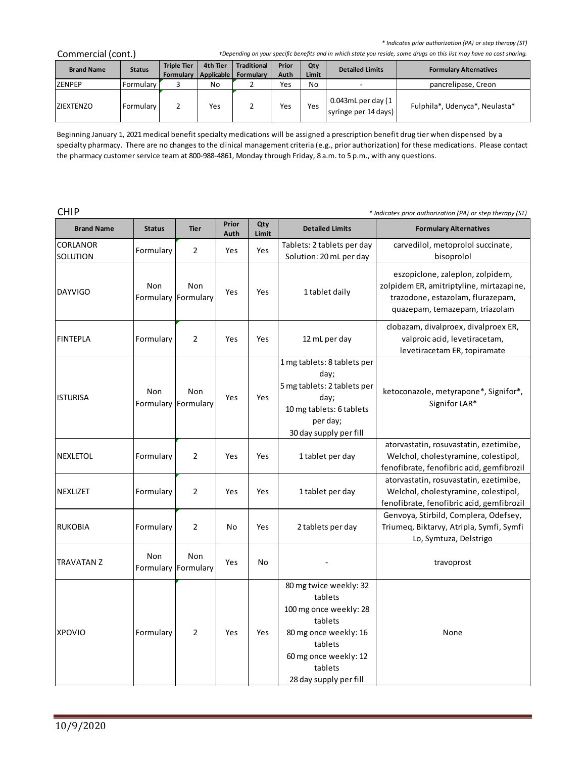## Commercial (cont.)

*\* Indicates prior authorization (PA) or step therapy (ST)*

*†Depending on your specific benefits and in which state you reside, some drugs on this list may have no cost sharing.*

| Brand Name | Status | Triple Tier Formulary | 4th Tier Applicable | Traditional Formulary | Prior Auth | Qty Limit | Detailed Limits | Formulary Alternatives |
|---|---|---|---|---|---|---|---|---|
| ZENPEP | Formulary | 3 | No | 2 | Yes | No | - | pancrelipase, Creon |
| ZIEXTENZO | Formulary | 2 | Yes | 2 | Yes | Yes | 0.043mL per day (1 syringe per 14 days) | Fulphila*, Udenyca*, Neulasta* |

Beginning January 1, 2021 medical benefit specialty medications will be assigned a prescription benefit drug tier when dispensed by a specialty pharmacy. There are no changes to the clinical management criteria (e.g., prior authorization) for these medications. Please contact the pharmacy customer service team at 800-988-4861, Monday through Friday, 8 a.m. to 5 p.m., with any questions.

## CHIP

*\* Indicates prior authorization (PA) or step therapy (ST)*

| Brand Name | Status | Tier | Prior Auth | Qty Limit | Detailed Limits | Formulary Alternatives |
|---|---|---|---|---|---|---|
| CORLANOR SOLUTION | Formulary | 2 | Yes | Yes | Tablets: 2 tablets per day<br>Solution: 20 mL per day | carvedilol, metoprolol succinate, bisoprolol |
| DAYVIGO | Non Formulary | Non Formulary | Yes | Yes | 1 tablet daily | eszopiclone, zaleplon, zolpidem, zolpidem ER, amitriptyline, mirtazapine, trazodone, estazolam, flurazepam, quazepam, temazepam, triazolam |
| FINTEPLA | Formulary | 2 | Yes | Yes | 12 mL per day | clobazam, divalproex, divalproex ER, valproic acid, levetiracetam, levetiracetam ER, topiramate |
| ISTURISA | Non Formulary | Non Formulary | Yes | Yes | 1 mg tablets: 8 tablets per day;<br>5 mg tablets: 2 tablets per day;<br>10 mg tablets: 6 tablets per day;<br>30 day supply per fill | ketoconazole, metyrapone*, Signifor*, Signifor LAR* |
| NEXLETOL | Formulary | 2 | Yes | Yes | 1 tablet per day | atorvastatin, rosuvastatin, ezetimibe, Welchol, cholestyramine, colestipol, fenofibrate, fenofibric acid, gemfibrozil |
| NEXLIZET | Formulary | 2 | Yes | Yes | 1 tablet per day | atorvastatin, rosuvastatin, ezetimibe, Welchol, cholestyramine, colestipol, fenofibrate, fenofibric acid, gemfibrozil |
| RUKOBIA | Formulary | 2 | No | Yes | 2 tablets per day | Genvoya, Stirbild, Complera, Odefsey, Triumeq, Biktarvy, Atripla, Symfi, Symfi Lo, Symtuza, Delstrigo |
| TRAVATAN Z | Non Formulary | Non Formulary | Yes | No | - | travoprost |
| XPOVIO | Formulary | 2 | Yes | Yes | 80 mg twice weekly: 32 tablets<br>100 mg once weekly: 28 tablets<br>80 mg once weekly: 16 tablets<br>60 mg once weekly: 12 tablets<br>28 day supply per fill | None |

10/9/2020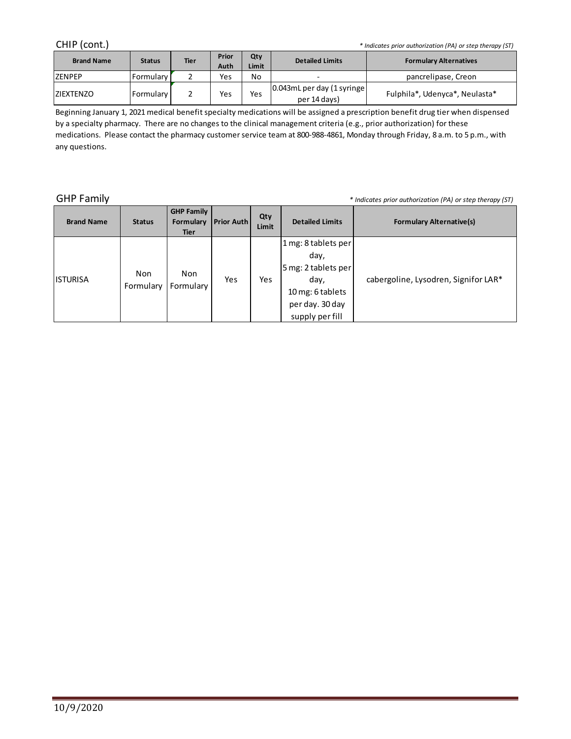## CHIP (cont.)

*\* Indicates prior authorization (PA) or step therapy (ST)*

| Brand Name | Status | Tier | Prior Auth | Qty Limit | Detailed Limits | Formulary Alternatives |
|---|---|---|---|---|---|---|
| ZENPEP | Formulary | 2 | Yes | No | - | pancrelipase, Creon |
| ZIEXTENZO | Formulary | 2 | Yes | Yes | 0.043mL per day (1 syringe per 14 days) | Fulphila*, Udenyca*, Neulasta* |

Beginning January 1, 2021 medical benefit specialty medications will be assigned a prescription benefit drug tier when dispensed by a specialty pharmacy. There are no changes to the clinical management criteria (e.g., prior authorization) for these medications. Please contact the pharmacy customer service team at 800-988-4861, Monday through Friday, 8 a.m. to 5 p.m., with any questions.

## GHP Family

*\* Indicates prior authorization (PA) or step therapy (ST)*

| Brand Name | Status | GHP Family Formulary Tier | Prior Auth | Qty Limit | Detailed Limits | Formulary Alternative(s) |
|---|---|---|---|---|---|---|
| ISTURISA | Non Formulary | Non Formulary | Yes | Yes | 1 mg: 8 tablets per day, 5 mg: 2 tablets per day, 10 mg: 6 tablets per day. 30 day supply per fill | cabergoline, Lysodren, Signifor LAR* |

10/9/2020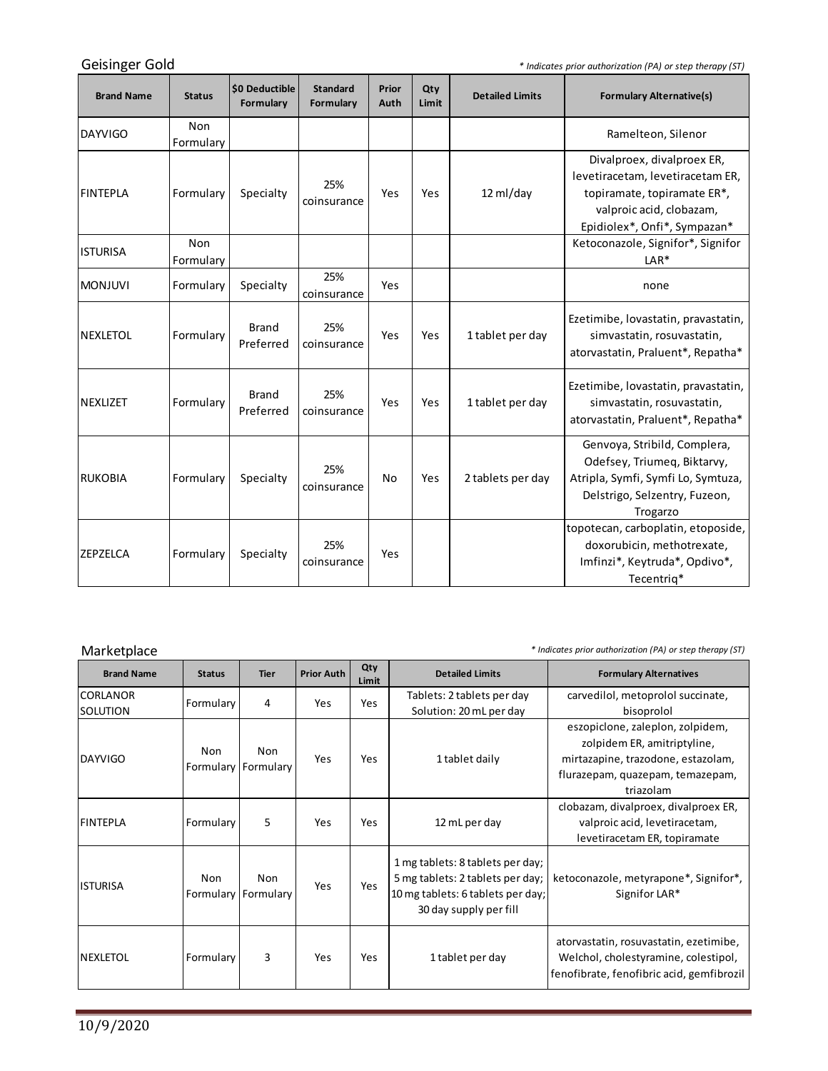## Geisinger Gold

*\* Indicates prior authorization (PA) or step therapy (ST)*

| Brand Name | Status | $0 Deductible Formulary | Standard Formulary | Prior Auth | Qty Limit | Detailed Limits | Formulary Alternative(s) |
|---|---|---|---|---|---|---|---|
| DAYVIGO | Non Formulary | | | | | | Ramelteon, Silenor |
| FINTEPLA | Formulary | Specialty | 25% coinsurance | Yes | Yes | 12 ml/day | Divalproex, divalproex ER, levetiracetam, levetiracetam ER, topiramate, topiramate ER*, valproic acid, clobazam, Epidiolex*, Onfi*, Sympazan* |
| ISTURISA | Non Formulary | | | | | | Ketoconazole, Signifor*, Signifor LAR* |
| MONJUVI | Formulary | Specialty | 25% coinsurance | Yes | | | none |
| NEXLETOL | Formulary | Brand Preferred | 25% coinsurance | Yes | Yes | 1 tablet per day | Ezetimibe, lovastatin, pravastatin, simvastatin, rosuvastatin, atorvastatin, Praluent*, Repatha* |
| NEXLIZET | Formulary | Brand Preferred | 25% coinsurance | Yes | Yes | 1 tablet per day | Ezetimibe, lovastatin, pravastatin, simvastatin, rosuvastatin, atorvastatin, Praluent*, Repatha* |
| RUKOBIA | Formulary | Specialty | 25% coinsurance | No | Yes | 2 tablets per day | Genvoya, Stribild, Complera, Odefsey, Triumeq, Biktarvy, Atripla, Symfi, Symfi Lo, Symtuza, Delstrigo, Selzentry, Fuzeon, Trogarzo |
| ZEPZELCA | Formulary | Specialty | 25% coinsurance | Yes | | | topotecan, carboplatin, etoposide, doxorubicin, methotrexate, Imfinzi*, Keytruda*, Opdivo*, Tecentriq* |

## Marketplace

*\* Indicates prior authorization (PA) or step therapy (ST)*

| Brand Name | Status | Tier | Prior Auth | Qty Limit | Detailed Limits | Formulary Alternatives |
|---|---|---|---|---|---|---|
| CORLANOR SOLUTION | Formulary | 4 | Yes | Yes | Tablets: 2 tablets per day Solution: 20 mL per day | carvedilol, metoprolol succinate, bisoprolol |
| DAYVIGO | Non Formulary | Non Formulary | Yes | Yes | 1 tablet daily | eszopiclone, zaleplon, zolpidem, zolpidem ER, amitriptyline, mirtazapine, trazodone, estazolam, flurazepam, quazepam, temazepam, triazolam |
| FINTEPLA | Formulary | 5 | Yes | Yes | 12 mL per day | clobazam, divalproex, divalproex ER, valproic acid, levetiracetam, levetiracetam ER, topiramate |
| ISTURISA | Non Formulary | Non Formulary | Yes | Yes | 1 mg tablets: 8 tablets per day; 5 mg tablets: 2 tablets per day; 10 mg tablets: 6 tablets per day; 30 day supply per fill | ketoconazole, metyrapone*, Signifor*, Signifor LAR* |
| NEXLETOL | Formulary | 3 | Yes | Yes | 1 tablet per day | atorvastatin, rosuvastatin, ezetimibe, Welchol, cholestyramine, colestipol, fenofibrate, fenofibric acid, gemfibrozil |

10/9/2020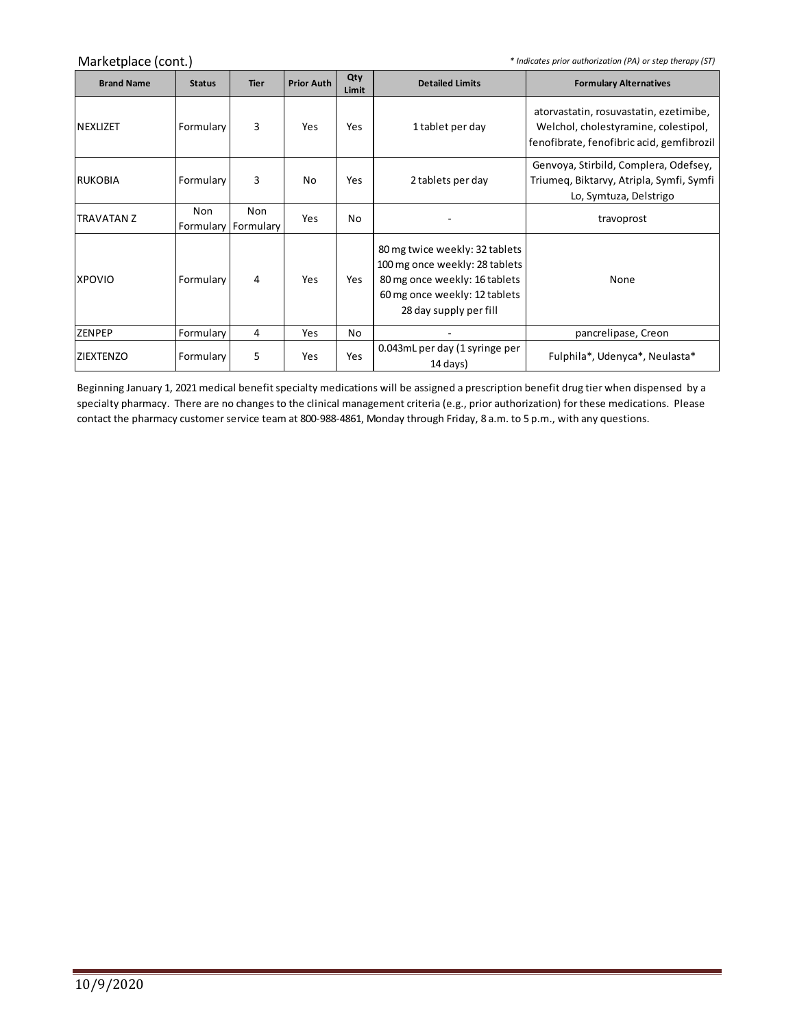Marketplace (cont.)

*\* Indicates prior authorization (PA) or step therapy (ST)*

| Brand Name | Status | Tier | Prior Auth | Qty Limit | Detailed Limits | Formulary Alternatives |
|---|---|---|---|---|---|---|
| NEXLIZET | Formulary | 3 | Yes | Yes | 1 tablet per day | atorvastatin, rosuvastatin, ezetimibe, Welchol, cholestyramine, colestipol, fenofibrate, fenofibric acid, gemfibrozil |
| RUKOBIA | Formulary | 3 | No | Yes | 2 tablets per day | Genvoya, Stirbild, Complera, Odefsey, Triumeq, Biktarvy, Atripla, Symfi, Symfi Lo, Symtuza, Delstrigo |
| TRAVATAN Z | Non Formulary | Non Formulary | Yes | No | - | travoprost |
| XPOVIO | Formulary | 4 | Yes | Yes | 80 mg twice weekly: 32 tablets<br>100 mg once weekly: 28 tablets<br>80 mg once weekly: 16 tablets<br>60 mg once weekly: 12 tablets<br>28 day supply per fill | None |
| ZENPEP | Formulary | 4 | Yes | No | - | pancrelipase, Creon |
| ZIEXTENZO | Formulary | 5 | Yes | Yes | 0.043mL per day (1 syringe per 14 days) | Fulphila*, Udenyca*, Neulasta* |

Beginning January 1, 2021 medical benefit specialty medications will be assigned a prescription benefit drug tier when dispensed by a specialty pharmacy. There are no changes to the clinical management criteria (e.g., prior authorization) for these medications. Please contact the pharmacy customer service team at 800-988-4861, Monday through Friday, 8 a.m. to 5 p.m., with any questions.